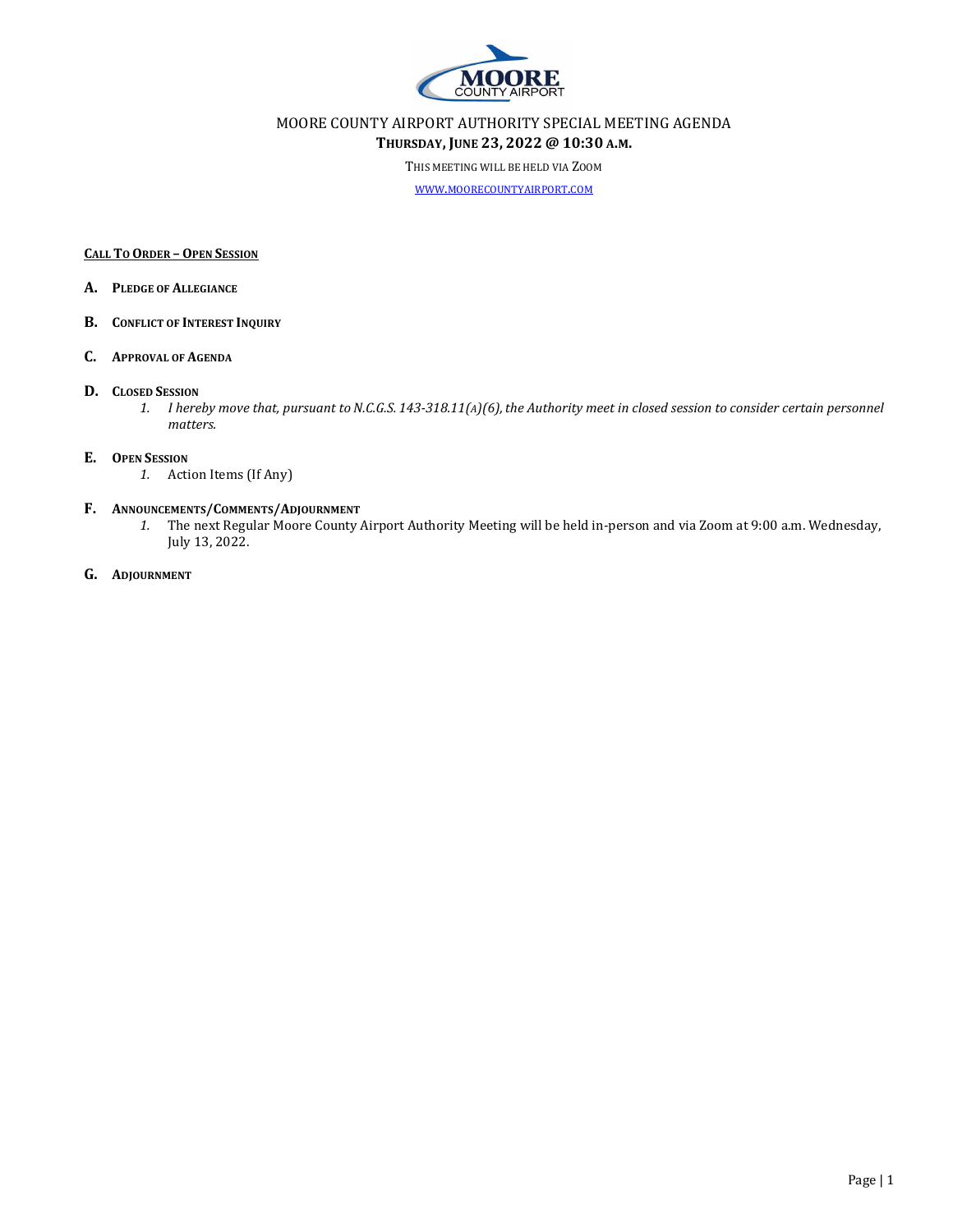# MOORE COUNTY AIRPORT AUTHORITY SPECIAL MEETING AGENDA

**THURSDAY, JUNE 23, 2022 @ 10:30 A.M.**

THIS MEETING WILL BE HELD VIA ZOOM

WWW.MOORECOUNTYAIRPORT.COM

**CALL TO ORDER – OPEN SESSION**

**A. PLEDGE OF ALLEGIANCE**

**B. CONFLICT OF INTEREST INQUIRY**

**C. APPROVAL OF AGENDA**

**D. CLOSED SESSION**

1. *I hereby move that, pursuant to N.C.G.S. 143-318.11(A)(6), the Authority meet in closed session to consider certain personnel matters.*

**E. OPEN SESSION**

1. Action Items (If Any)

**F. ANNOUNCEMENTS/COMMENTS/ADJOURNMENT**

1. The next Regular Moore County Airport Authority Meeting will be held in-person and via Zoom at 9:00 a.m. Wednesday, July 13, 2022.

**G. ADJOURNMENT**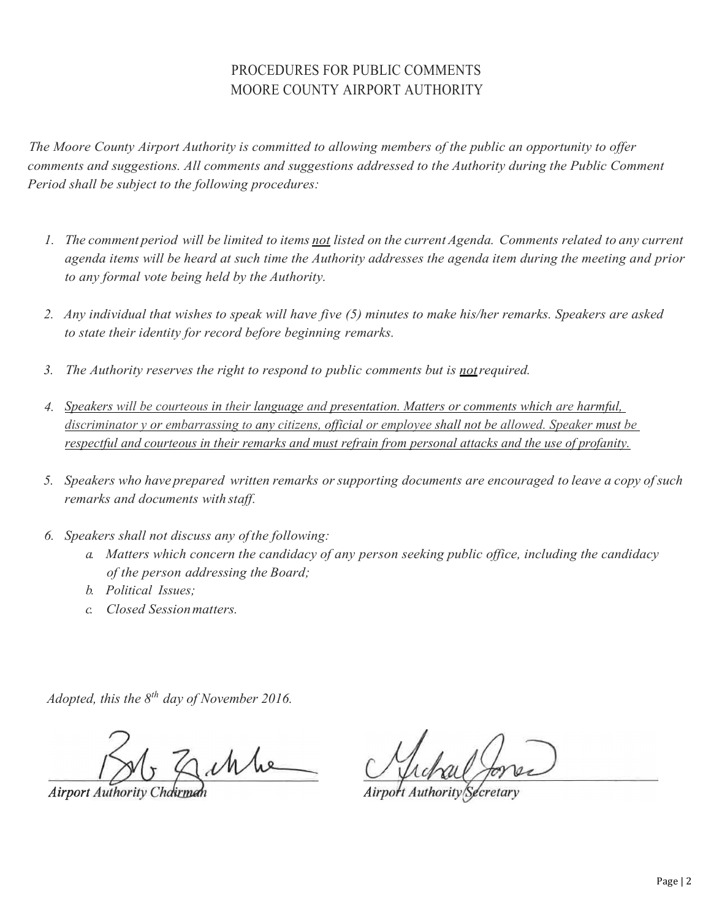# PROCEDURES FOR PUBLIC COMMENTS
# MOORE COUNTY AIRPORT AUTHORITY

*The Moore County Airport Authority is committed to allowing members of the public an opportunity to offer comments and suggestions. All comments and suggestions addressed to the Authority during the Public Comment Period shall be subject to the following procedures:*

1. *The comment period will be limited to items <u>not</u> listed on the current Agenda. Comments related to any current agenda items will be heard at such time the Authority addresses the agenda item during the meeting and prior to any formal vote being held by the Authority.*

2. *Any individual that wishes to speak will have five (5) minutes to make his/her remarks. Speakers are asked to state their identity for record before beginning remarks.*

3. *The Authority reserves the right to respond to public comments but is **<u>not</u>** required.*

4. *<u>Speakers will be courteous in their language and presentation. Matters or comments which are harmful, discriminator y or embarrassing to any citizens, official or employee shall not be allowed. Speaker must be respectful and courteous in their remarks and must refrain from personal attacks and the use of profanity.</u>*

5. *Speakers who have prepared written remarks or supporting documents are encouraged to leave a copy of such remarks and documents with staff.*

6. *Speakers shall not discuss any of the following:*
   a. *Matters which concern the candidacy of any person seeking public office, including the candidacy of the person addressing the Board;*
   b. *Political Issues;*
   c. *Closed Session matters.*

*Adopted, this the 8th day of November 2016.*

*Airport Authority Chairman*

*Airport Authority Secretary*